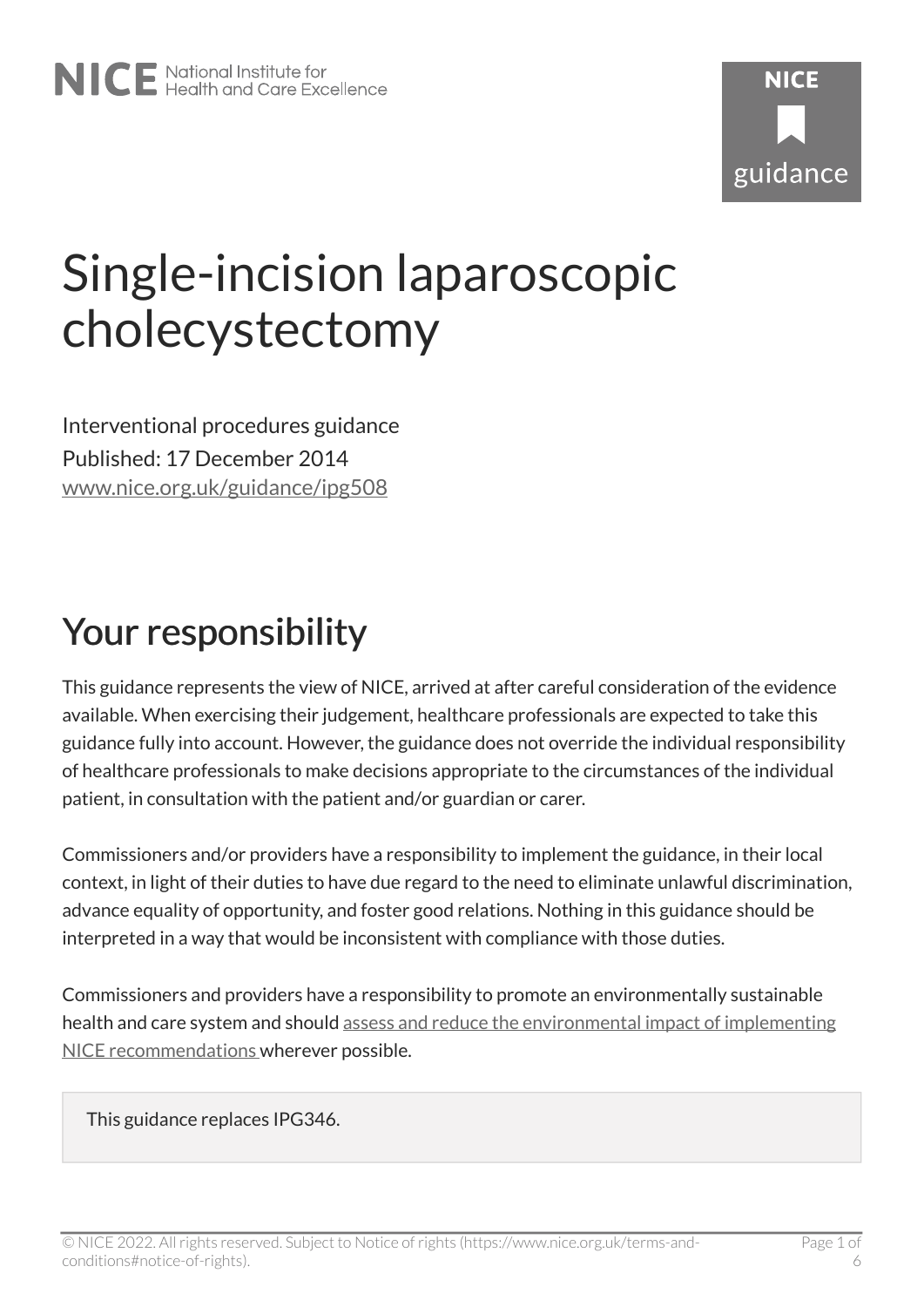# Single-incision laparoscopic cholecystectomy

Interventional procedures guidance

Published: 17 December 2014

www.nice.org.uk/guidance/ipg508

## Your responsibility

This guidance represents the view of NICE, arrived at after careful consideration of the evidence available. When exercising their judgement, healthcare professionals are expected to take this guidance fully into account. However, the guidance does not override the individual responsibility of healthcare professionals to make decisions appropriate to the circumstances of the individual patient, in consultation with the patient and/or guardian or carer.

Commissioners and/or providers have a responsibility to implement the guidance, in their local context, in light of their duties to have due regard to the need to eliminate unlawful discrimination, advance equality of opportunity, and foster good relations. Nothing in this guidance should be interpreted in a way that would be inconsistent with compliance with those duties.

Commissioners and providers have a responsibility to promote an environmentally sustainable health and care system and should assess and reduce the environmental impact of implementing NICE recommendations wherever possible.

> This guidance replaces IPG346.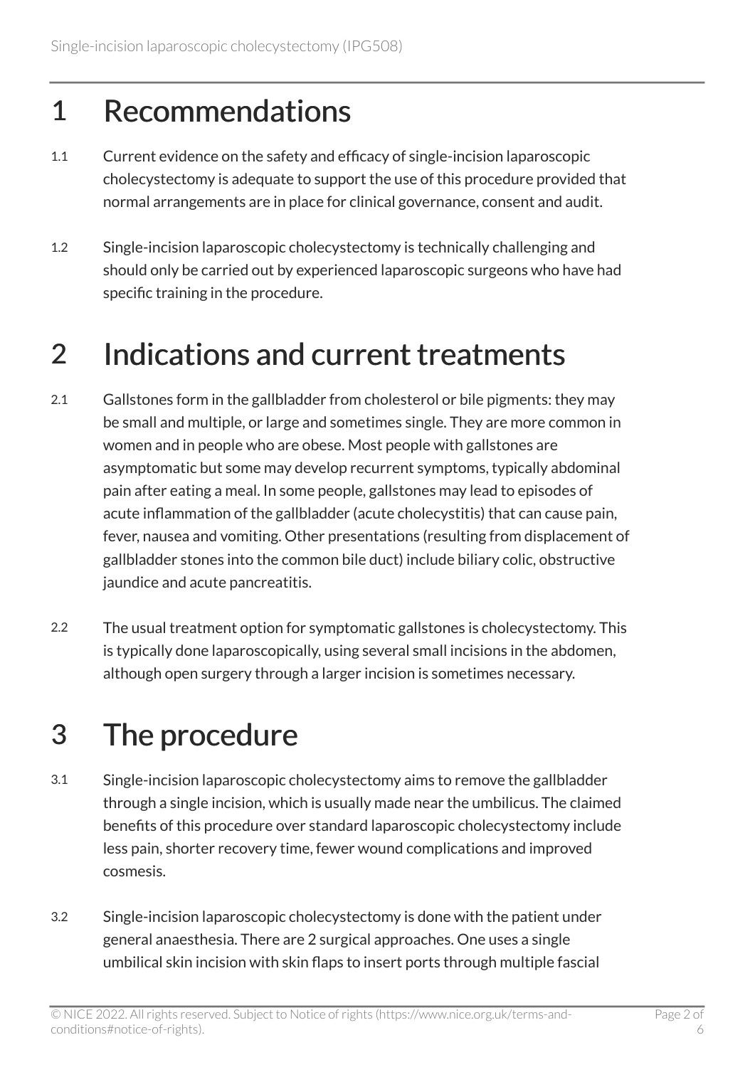# 1 Recommendations

1.1 Current evidence on the safety and efficacy of single-incision laparoscopic cholecystectomy is adequate to support the use of this procedure provided that normal arrangements are in place for clinical governance, consent and audit.

1.2 Single-incision laparoscopic cholecystectomy is technically challenging and should only be carried out by experienced laparoscopic surgeons who have had specific training in the procedure.

# 2 Indications and current treatments

2.1 Gallstones form in the gallbladder from cholesterol or bile pigments: they may be small and multiple, or large and sometimes single. They are more common in women and in people who are obese. Most people with gallstones are asymptomatic but some may develop recurrent symptoms, typically abdominal pain after eating a meal. In some people, gallstones may lead to episodes of acute inflammation of the gallbladder (acute cholecystitis) that can cause pain, fever, nausea and vomiting. Other presentations (resulting from displacement of gallbladder stones into the common bile duct) include biliary colic, obstructive jaundice and acute pancreatitis.

2.2 The usual treatment option for symptomatic gallstones is cholecystectomy. This is typically done laparoscopically, using several small incisions in the abdomen, although open surgery through a larger incision is sometimes necessary.

# 3 The procedure

3.1 Single-incision laparoscopic cholecystectomy aims to remove the gallbladder through a single incision, which is usually made near the umbilicus. The claimed benefits of this procedure over standard laparoscopic cholecystectomy include less pain, shorter recovery time, fewer wound complications and improved cosmesis.

3.2 Single-incision laparoscopic cholecystectomy is done with the patient under general anaesthesia. There are 2 surgical approaches. One uses a single umbilical skin incision with skin flaps to insert ports through multiple fascial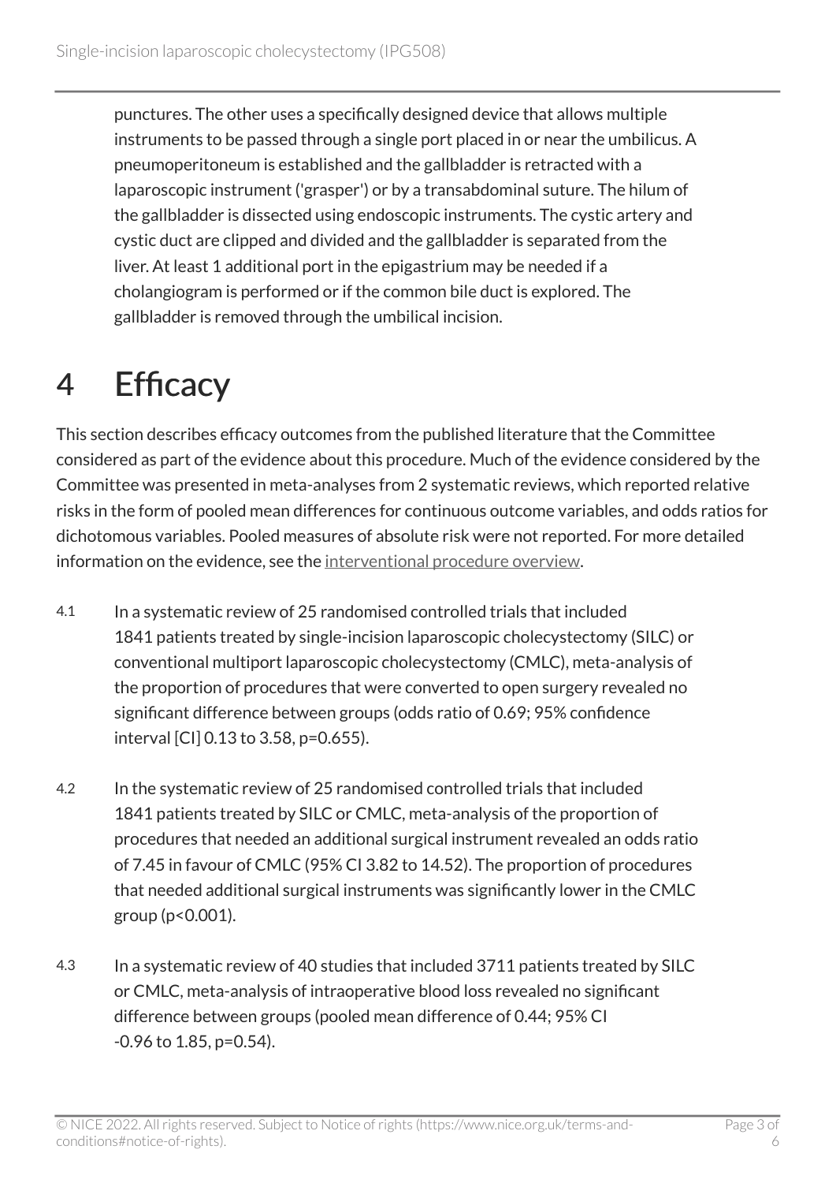punctures. The other uses a specifically designed device that allows multiple instruments to be passed through a single port placed in or near the umbilicus. A pneumoperitoneum is established and the gallbladder is retracted with a laparoscopic instrument ('grasper') or by a transabdominal suture. The hilum of the gallbladder is dissected using endoscopic instruments. The cystic artery and cystic duct are clipped and divided and the gallbladder is separated from the liver. At least 1 additional port in the epigastrium may be needed if a cholangiogram is performed or if the common bile duct is explored. The gallbladder is removed through the umbilical incision.

# 4 Efficacy

This section describes efficacy outcomes from the published literature that the Committee considered as part of the evidence about this procedure. Much of the evidence considered by the Committee was presented in meta-analyses from 2 systematic reviews, which reported relative risks in the form of pooled mean differences for continuous outcome variables, and odds ratios for dichotomous variables. Pooled measures of absolute risk were not reported. For more detailed information on the evidence, see the interventional procedure overview.

4.1 In a systematic review of 25 randomised controlled trials that included 1841 patients treated by single-incision laparoscopic cholecystectomy (SILC) or conventional multiport laparoscopic cholecystectomy (CMLC), meta-analysis of the proportion of procedures that were converted to open surgery revealed no significant difference between groups (odds ratio of 0.69; 95% confidence interval [CI] 0.13 to 3.58, p=0.655).

4.2 In the systematic review of 25 randomised controlled trials that included 1841 patients treated by SILC or CMLC, meta-analysis of the proportion of procedures that needed an additional surgical instrument revealed an odds ratio of 7.45 in favour of CMLC (95% CI 3.82 to 14.52). The proportion of procedures that needed additional surgical instruments was significantly lower in the CMLC group (p<0.001).

4.3 In a systematic review of 40 studies that included 3711 patients treated by SILC or CMLC, meta-analysis of intraoperative blood loss revealed no significant difference between groups (pooled mean difference of 0.44; 95% CI -0.96 to 1.85, p=0.54).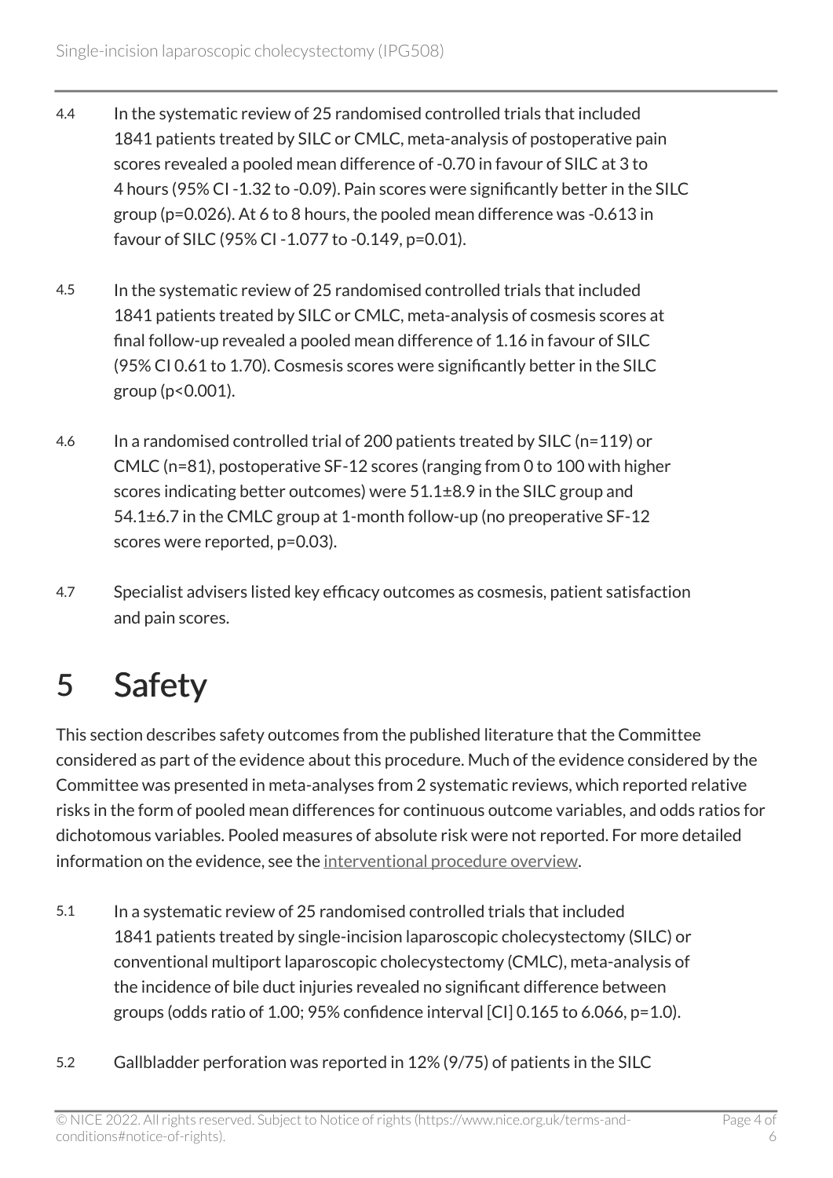4.4 In the systematic review of 25 randomised controlled trials that included 1841 patients treated by SILC or CMLC, meta-analysis of postoperative pain scores revealed a pooled mean difference of -0.70 in favour of SILC at 3 to 4 hours (95% CI -1.32 to -0.09). Pain scores were significantly better in the SILC group (p=0.026). At 6 to 8 hours, the pooled mean difference was -0.613 in favour of SILC (95% CI -1.077 to -0.149, p=0.01).

4.5 In the systematic review of 25 randomised controlled trials that included 1841 patients treated by SILC or CMLC, meta-analysis of cosmesis scores at final follow-up revealed a pooled mean difference of 1.16 in favour of SILC (95% CI 0.61 to 1.70). Cosmesis scores were significantly better in the SILC group (p<0.001).

4.6 In a randomised controlled trial of 200 patients treated by SILC (n=119) or CMLC (n=81), postoperative SF-12 scores (ranging from 0 to 100 with higher scores indicating better outcomes) were 51.1±8.9 in the SILC group and 54.1±6.7 in the CMLC group at 1-month follow-up (no preoperative SF-12 scores were reported, p=0.03).

4.7 Specialist advisers listed key efficacy outcomes as cosmesis, patient satisfaction and pain scores.

# 5 Safety

This section describes safety outcomes from the published literature that the Committee considered as part of the evidence about this procedure. Much of the evidence considered by the Committee was presented in meta-analyses from 2 systematic reviews, which reported relative risks in the form of pooled mean differences for continuous outcome variables, and odds ratios for dichotomous variables. Pooled measures of absolute risk were not reported. For more detailed information on the evidence, see the interventional procedure overview.

5.1 In a systematic review of 25 randomised controlled trials that included 1841 patients treated by single-incision laparoscopic cholecystectomy (SILC) or conventional multiport laparoscopic cholecystectomy (CMLC), meta-analysis of the incidence of bile duct injuries revealed no significant difference between groups (odds ratio of 1.00; 95% confidence interval [CI] 0.165 to 6.066, p=1.0).

5.2 Gallbladder perforation was reported in 12% (9/75) of patients in the SILC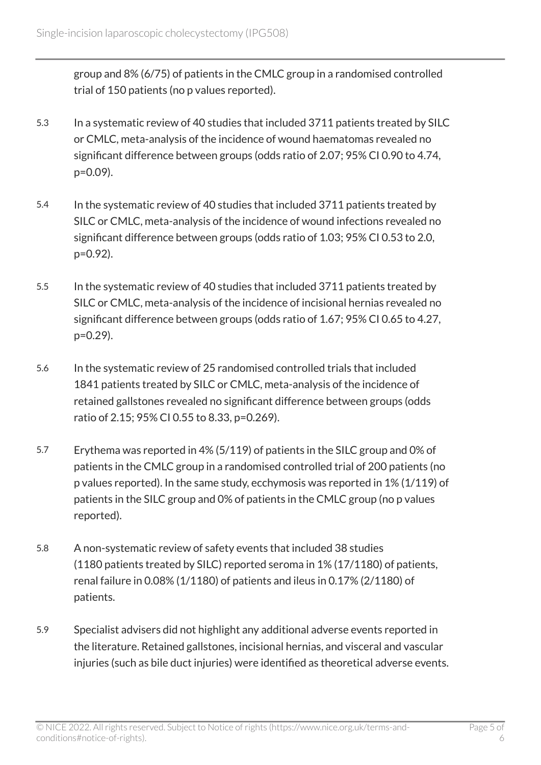group and 8% (6/75) of patients in the CMLC group in a randomised controlled trial of 150 patients (no p values reported).

5.3 In a systematic review of 40 studies that included 3711 patients treated by SILC or CMLC, meta-analysis of the incidence of wound haematomas revealed no significant difference between groups (odds ratio of 2.07; 95% CI 0.90 to 4.74, $p=0.09$).

5.4 In the systematic review of 40 studies that included 3711 patients treated by SILC or CMLC, meta-analysis of the incidence of wound infections revealed no significant difference between groups (odds ratio of 1.03; 95% CI 0.53 to 2.0, $p=0.92$).

5.5 In the systematic review of 40 studies that included 3711 patients treated by SILC or CMLC, meta-analysis of the incidence of incisional hernias revealed no significant difference between groups (odds ratio of 1.67; 95% CI 0.65 to 4.27, $p=0.29$).

5.6 In the systematic review of 25 randomised controlled trials that included 1841 patients treated by SILC or CMLC, meta-analysis of the incidence of retained gallstones revealed no significant difference between groups (odds ratio of 2.15; 95% CI 0.55 to 8.33, $p=0.269$).

5.7 Erythema was reported in 4% (5/119) of patients in the SILC group and 0% of patients in the CMLC group in a randomised controlled trial of 200 patients (no p values reported). In the same study, ecchymosis was reported in 1% (1/119) of patients in the SILC group and 0% of patients in the CMLC group (no p values reported).

5.8 A non-systematic review of safety events that included 38 studies (1180 patients treated by SILC) reported seroma in 1% (17/1180) of patients, renal failure in 0.08% (1/1180) of patients and ileus in 0.17% (2/1180) of patients.

5.9 Specialist advisers did not highlight any additional adverse events reported in the literature. Retained gallstones, incisional hernias, and visceral and vascular injuries (such as bile duct injuries) were identified as theoretical adverse events.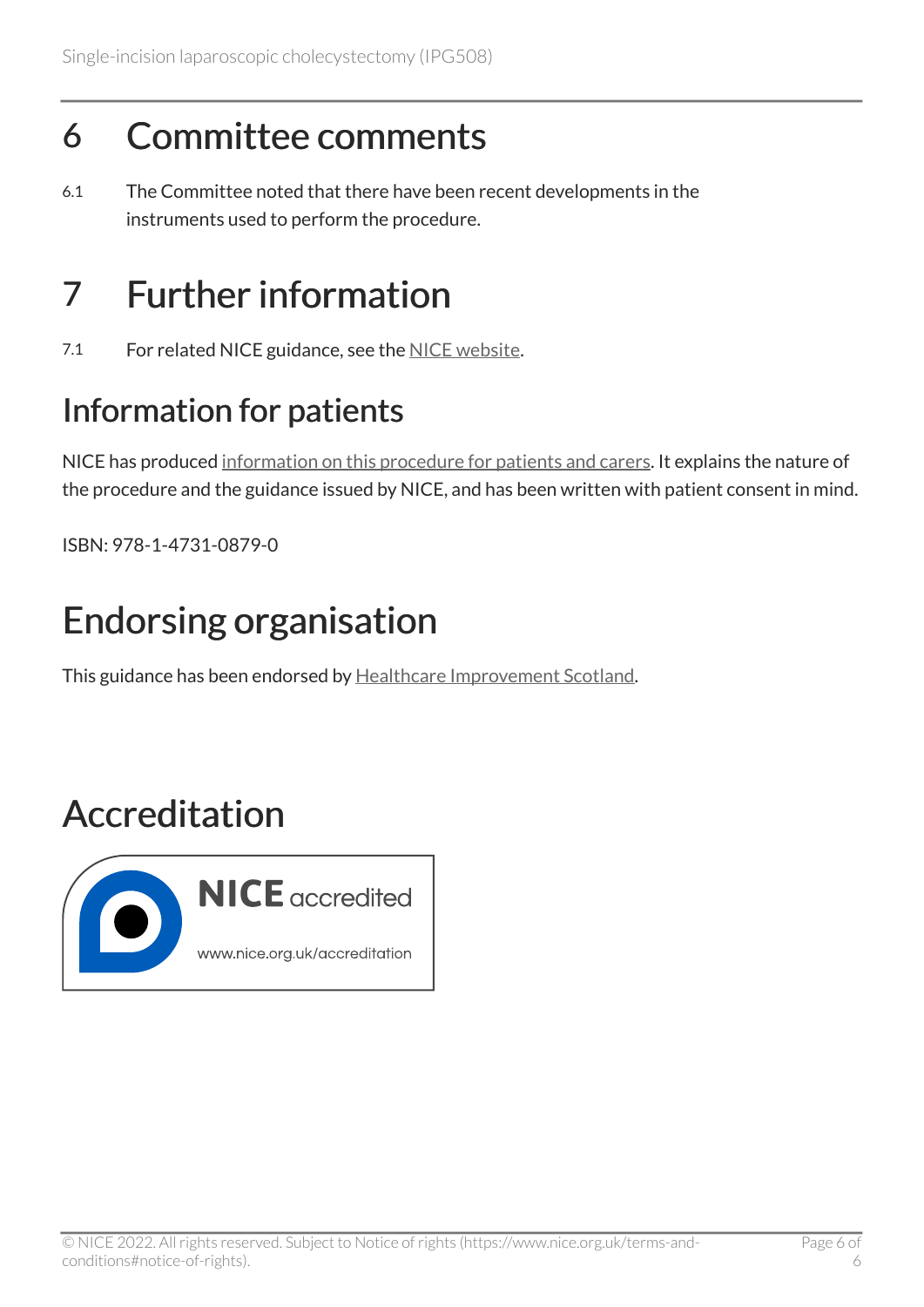# 6 Committee comments

6.1 The Committee noted that there have been recent developments in the instruments used to perform the procedure.

# 7 Further information

7.1 For related NICE guidance, see the NICE website.

## Information for patients

NICE has produced information on this procedure for patients and carers. It explains the nature of the procedure and the guidance issued by NICE, and has been written with patient consent in mind.

ISBN: 978-1-4731-0879-0

# Endorsing organisation

This guidance has been endorsed by Healthcare Improvement Scotland.

# Accreditation

NICE accredited

www.nice.org.uk/accreditation